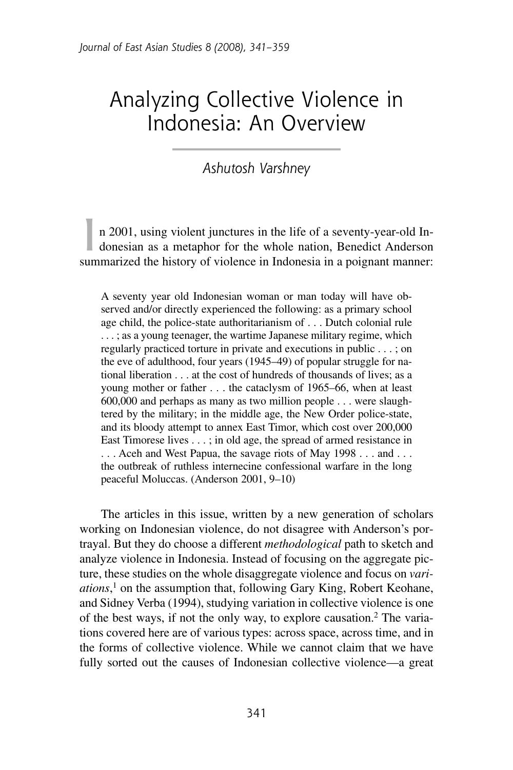# Analyzing Collective Violence in Indonesia: An Overview

*Ashutosh Varshney*

In 2001, using violent junctures in the life of a seventy-year-old Indonesian as a metaphor for the whole nation, Benedict Anderson summarized the history of violence in Indonesia in a poignant manner:

> A seventy year old Indonesian woman or man today will have observed and/or directly experienced the following: as a primary school age child, the police-state authoritarianism of . . . Dutch colonial rule . . . ; as a young teenager, the wartime Japanese military regime, which regularly practiced torture in private and executions in public . . . ; on the eve of adulthood, four years (1945–49) of popular struggle for national liberation . . . at the cost of hundreds of thousands of lives; as a young mother or father . . . the cataclysm of 1965–66, when at least 600,000 and perhaps as many as two million people . . . were slaughtered by the military; in the middle age, the New Order police-state, and its bloody attempt to annex East Timor, which cost over 200,000 East Timorese lives . . . ; in old age, the spread of armed resistance in . . . Aceh and West Papua, the savage riots of May 1998 . . . and . . . the outbreak of ruthless internecine confessional warfare in the long peaceful Moluccas. (Anderson 2001, 9–10)

The articles in this issue, written by a new generation of scholars working on Indonesian violence, do not disagree with Anderson's portrayal. But they do choose a different *methodological* path to sketch and analyze violence in Indonesia. Instead of focusing on the aggregate picture, these studies on the whole disaggregate violence and focus on *variations*,[1] on the assumption that, following Gary King, Robert Keohane, and Sidney Verba (1994), studying variation in collective violence is one of the best ways, if not the only way, to explore causation.[2] The variations covered here are of various types: across space, across time, and in the forms of collective violence. While we cannot claim that we have fully sorted out the causes of Indonesian collective violence—a great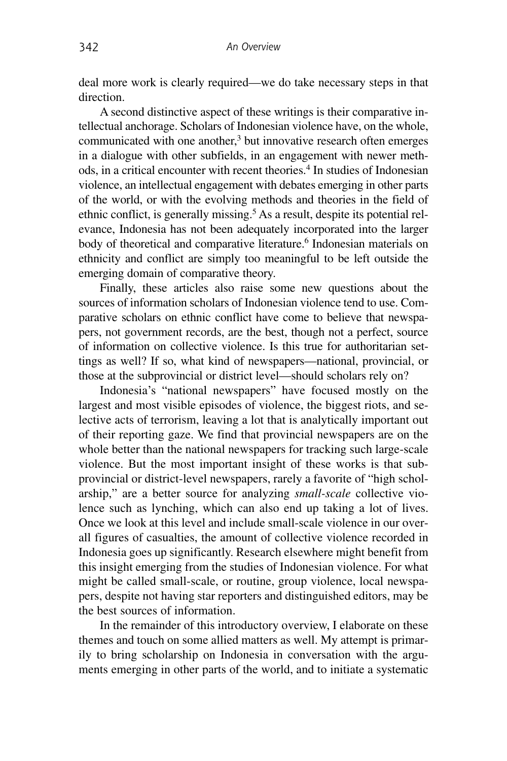deal more work is clearly required—we do take necessary steps in that direction.

A second distinctive aspect of these writings is their comparative intellectual anchorage. Scholars of Indonesian violence have, on the whole, communicated with one another,[3] but innovative research often emerges in a dialogue with other subfields, in an engagement with newer methods, in a critical encounter with recent theories.[4] In studies of Indonesian violence, an intellectual engagement with debates emerging in other parts of the world, or with the evolving methods and theories in the field of ethnic conflict, is generally missing.[5] As a result, despite its potential relevance, Indonesia has not been adequately incorporated into the larger body of theoretical and comparative literature.[6] Indonesian materials on ethnicity and conflict are simply too meaningful to be left outside the emerging domain of comparative theory.

Finally, these articles also raise some new questions about the sources of information scholars of Indonesian violence tend to use. Comparative scholars on ethnic conflict have come to believe that newspapers, not government records, are the best, though not a perfect, source of information on collective violence. Is this true for authoritarian settings as well? If so, what kind of newspapers—national, provincial, or those at the subprovincial or district level—should scholars rely on?

Indonesia's "national newspapers" have focused mostly on the largest and most visible episodes of violence, the biggest riots, and selective acts of terrorism, leaving a lot that is analytically important out of their reporting gaze. We find that provincial newspapers are on the whole better than the national newspapers for tracking such large-scale violence. But the most important insight of these works is that subprovincial or district-level newspapers, rarely a favorite of "high scholarship," are a better source for analyzing *small-scale* collective violence such as lynching, which can also end up taking a lot of lives. Once we look at this level and include small-scale violence in our overall figures of casualties, the amount of collective violence recorded in Indonesia goes up significantly. Research elsewhere might benefit from this insight emerging from the studies of Indonesian violence. For what might be called small-scale, or routine, group violence, local newspapers, despite not having star reporters and distinguished editors, may be the best sources of information.

In the remainder of this introductory overview, I elaborate on these themes and touch on some allied matters as well. My attempt is primarily to bring scholarship on Indonesia in conversation with the arguments emerging in other parts of the world, and to initiate a systematic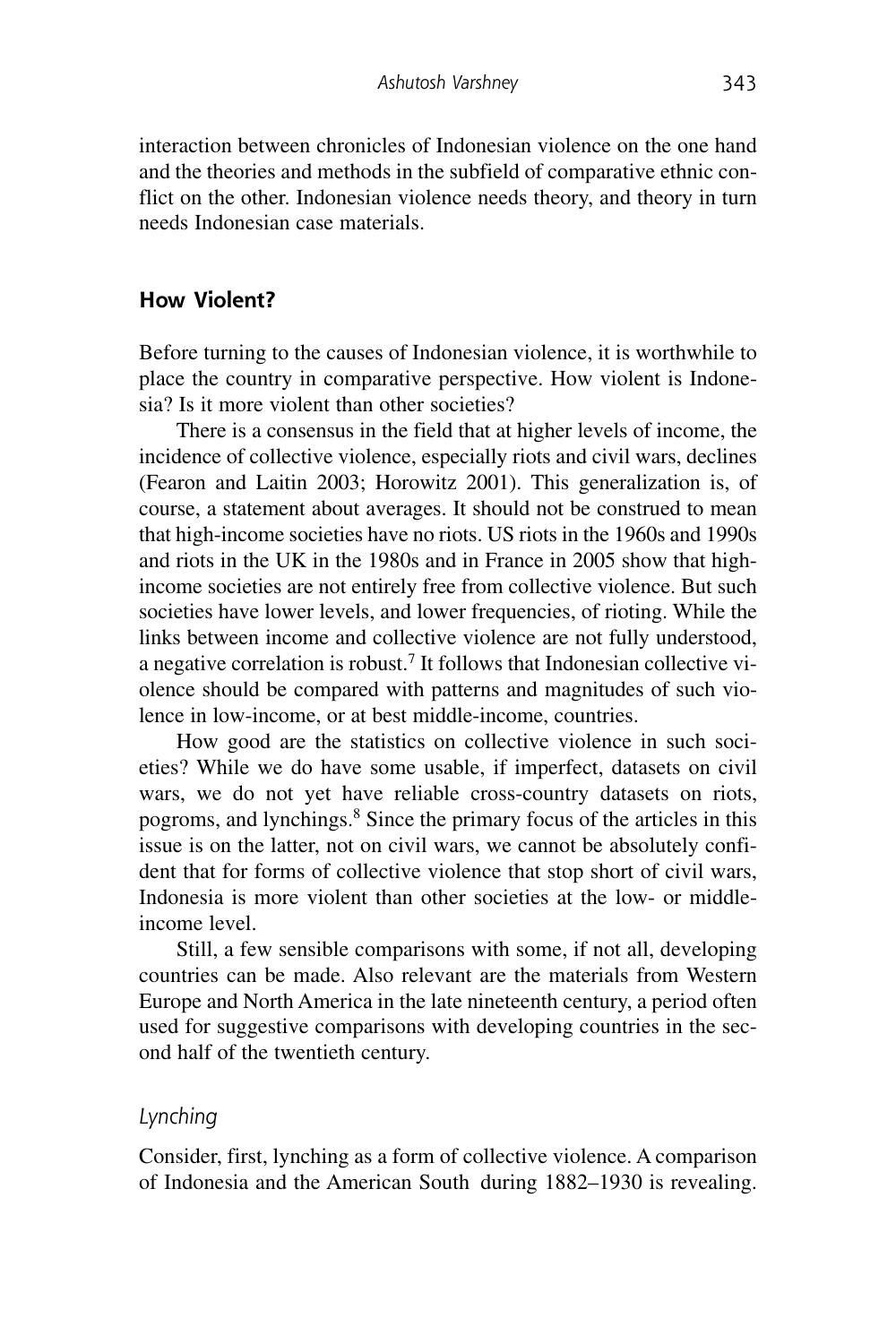interaction between chronicles of Indonesian violence on the one hand and the theories and methods in the subfield of comparative ethnic conflict on the other. Indonesian violence needs theory, and theory in turn needs Indonesian case materials.

## How Violent?

Before turning to the causes of Indonesian violence, it is worthwhile to place the country in comparative perspective. How violent is Indonesia? Is it more violent than other societies?

There is a consensus in the field that at higher levels of income, the incidence of collective violence, especially riots and civil wars, declines (Fearon and Laitin 2003; Horowitz 2001). This generalization is, of course, a statement about averages. It should not be construed to mean that high-income societies have no riots. US riots in the 1960s and 1990s and riots in the UK in the 1980s and in France in 2005 show that high-income societies are not entirely free from collective violence. But such societies have lower levels, and lower frequencies, of rioting. While the links between income and collective violence are not fully understood, a negative correlation is robust.[7] It follows that Indonesian collective violence should be compared with patterns and magnitudes of such violence in low-income, or at best middle-income, countries.

How good are the statistics on collective violence in such societies? While we do have some usable, if imperfect, datasets on civil wars, we do not yet have reliable cross-country datasets on riots, pogroms, and lynchings.[8] Since the primary focus of the articles in this issue is on the latter, not on civil wars, we cannot be absolutely confident that for forms of collective violence that stop short of civil wars, Indonesia is more violent than other societies at the low- or middle-income level.

Still, a few sensible comparisons with some, if not all, developing countries can be made. Also relevant are the materials from Western Europe and North America in the late nineteenth century, a period often used for suggestive comparisons with developing countries in the second half of the twentieth century.

### *Lynching*

Consider, first, lynching as a form of collective violence. A comparison of Indonesia and the American South during 1882–1930 is revealing.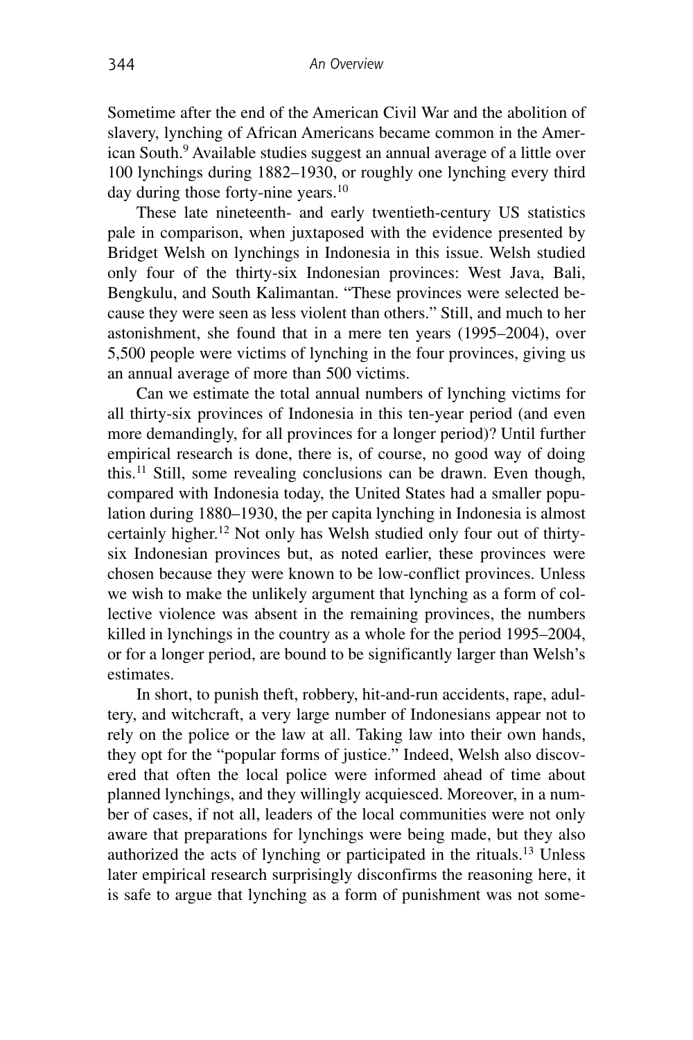Sometime after the end of the American Civil War and the abolition of slavery, lynching of African Americans became common in the American South.[9] Available studies suggest an annual average of a little over 100 lynchings during 1882–1930, or roughly one lynching every third day during those forty-nine years.[10]

These late nineteenth- and early twentieth-century US statistics pale in comparison, when juxtaposed with the evidence presented by Bridget Welsh on lynchings in Indonesia in this issue. Welsh studied only four of the thirty-six Indonesian provinces: West Java, Bali, Bengkulu, and South Kalimantan. "These provinces were selected because they were seen as less violent than others." Still, and much to her astonishment, she found that in a mere ten years (1995–2004), over 5,500 people were victims of lynching in the four provinces, giving us an annual average of more than 500 victims.

Can we estimate the total annual numbers of lynching victims for all thirty-six provinces of Indonesia in this ten-year period (and even more demandingly, for all provinces for a longer period)? Until further empirical research is done, there is, of course, no good way of doing this.[11] Still, some revealing conclusions can be drawn. Even though, compared with Indonesia today, the United States had a smaller population during 1880–1930, the per capita lynching in Indonesia is almost certainly higher.[12] Not only has Welsh studied only four out of thirty-six Indonesian provinces but, as noted earlier, these provinces were chosen because they were known to be low-conflict provinces. Unless we wish to make the unlikely argument that lynching as a form of collective violence was absent in the remaining provinces, the numbers killed in lynchings in the country as a whole for the period 1995–2004, or for a longer period, are bound to be significantly larger than Welsh's estimates.

In short, to punish theft, robbery, hit-and-run accidents, rape, adultery, and witchcraft, a very large number of Indonesians appear not to rely on the police or the law at all. Taking law into their own hands, they opt for the "popular forms of justice." Indeed, Welsh also discovered that often the local police were informed ahead of time about planned lynchings, and they willingly acquiesced. Moreover, in a number of cases, if not all, leaders of the local communities were not only aware that preparations for lynchings were being made, but they also authorized the acts of lynching or participated in the rituals.[13] Unless later empirical research surprisingly disconfirms the reasoning here, it is safe to argue that lynching as a form of punishment was not some-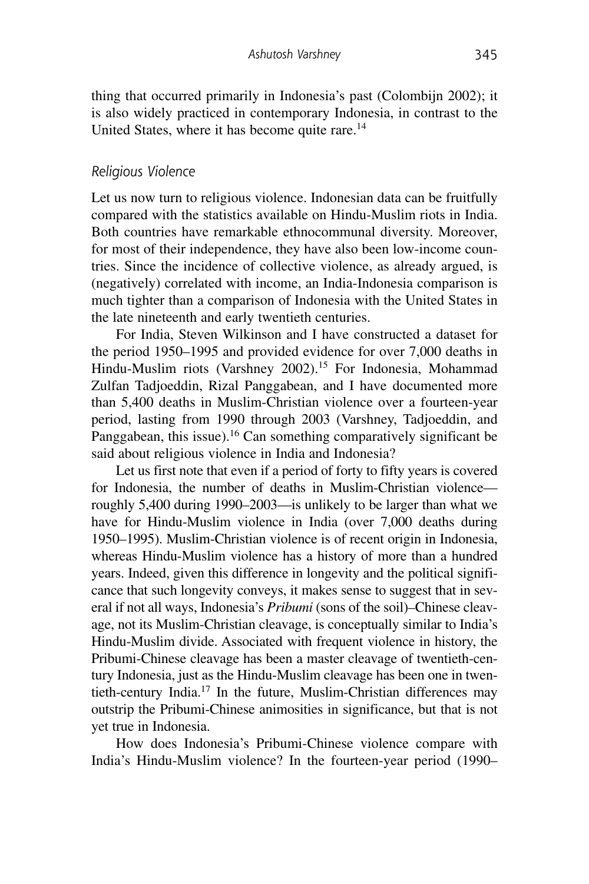thing that occurred primarily in Indonesia's past (Colombijn 2002); it is also widely practiced in contemporary Indonesia, in contrast to the United States, where it has become quite rare.[14]

### *Religious Violence*

Let us now turn to religious violence. Indonesian data can be fruitfully compared with the statistics available on Hindu-Muslim riots in India. Both countries have remarkable ethnocommunal diversity. Moreover, for most of their independence, they have also been low-income countries. Since the incidence of collective violence, as already argued, is (negatively) correlated with income, an India-Indonesia comparison is much tighter than a comparison of Indonesia with the United States in the late nineteenth and early twentieth centuries.

For India, Steven Wilkinson and I have constructed a dataset for the period 1950–1995 and provided evidence for over 7,000 deaths in Hindu-Muslim riots (Varshney 2002).[15] For Indonesia, Mohammad Zulfan Tadjoeddin, Rizal Panggabean, and I have documented more than 5,400 deaths in Muslim-Christian violence over a fourteen-year period, lasting from 1990 through 2003 (Varshney, Tadjoeddin, and Panggabean, this issue).[16] Can something comparatively significant be said about religious violence in India and Indonesia?

Let us first note that even if a period of forty to fifty years is covered for Indonesia, the number of deaths in Muslim-Christian violence—roughly 5,400 during 1990–2003—is unlikely to be larger than what we have for Hindu-Muslim violence in India (over 7,000 deaths during 1950–1995). Muslim-Christian violence is of recent origin in Indonesia, whereas Hindu-Muslim violence has a history of more than a hundred years. Indeed, given this difference in longevity and the political significance that such longevity conveys, it makes sense to suggest that in several if not all ways, Indonesia's *Pribumi* (sons of the soil)–Chinese cleavage, not its Muslim-Christian cleavage, is conceptually similar to India's Hindu-Muslim divide. Associated with frequent violence in history, the Pribumi-Chinese cleavage has been a master cleavage of twentieth-century Indonesia, just as the Hindu-Muslim cleavage has been one in twentieth-century India.[17] In the future, Muslim-Christian differences may outstrip the Pribumi-Chinese animosities in significance, but that is not yet true in Indonesia.

How does Indonesia's Pribumi-Chinese violence compare with India's Hindu-Muslim violence? In the fourteen-year period (1990–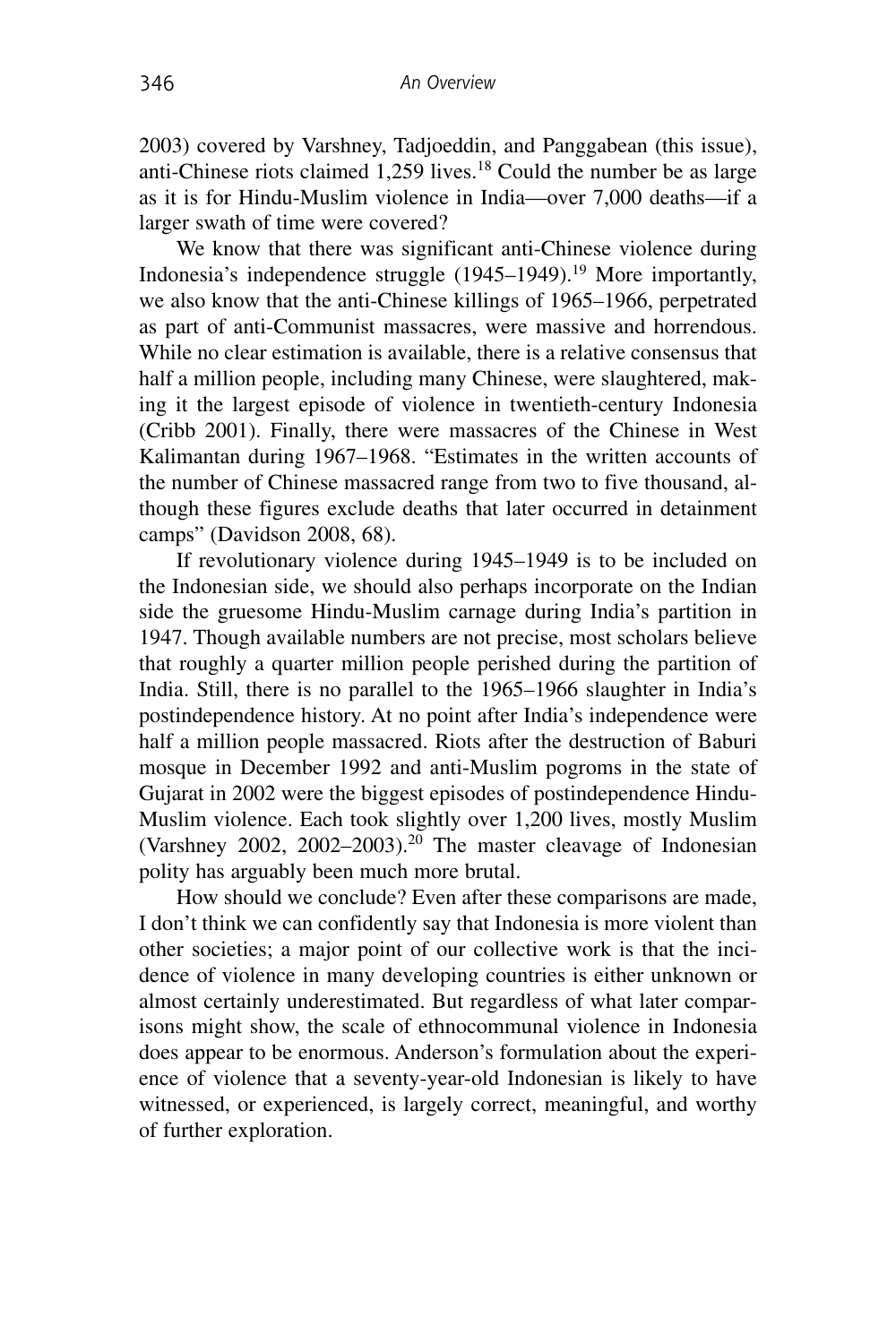2003) covered by Varshney, Tadjoeddin, and Panggabean (this issue), anti-Chinese riots claimed 1,259 lives.[18] Could the number be as large as it is for Hindu-Muslim violence in India—over 7,000 deaths—if a larger swath of time were covered?

We know that there was significant anti-Chinese violence during Indonesia's independence struggle (1945–1949).[19] More importantly, we also know that the anti-Chinese killings of 1965–1966, perpetrated as part of anti-Communist massacres, were massive and horrendous. While no clear estimation is available, there is a relative consensus that half a million people, including many Chinese, were slaughtered, making it the largest episode of violence in twentieth-century Indonesia (Cribb 2001). Finally, there were massacres of the Chinese in West Kalimantan during 1967–1968. "Estimates in the written accounts of the number of Chinese massacred range from two to five thousand, although these figures exclude deaths that later occurred in detainment camps" (Davidson 2008, 68).

If revolutionary violence during 1945–1949 is to be included on the Indonesian side, we should also perhaps incorporate on the Indian side the gruesome Hindu-Muslim carnage during India's partition in 1947. Though available numbers are not precise, most scholars believe that roughly a quarter million people perished during the partition of India. Still, there is no parallel to the 1965–1966 slaughter in India's postindependence history. At no point after India's independence were half a million people massacred. Riots after the destruction of Baburi mosque in December 1992 and anti-Muslim pogroms in the state of Gujarat in 2002 were the biggest episodes of postindependence Hindu-Muslim violence. Each took slightly over 1,200 lives, mostly Muslim (Varshney 2002, 2002–2003).[20] The master cleavage of Indonesian polity has arguably been much more brutal.

How should we conclude? Even after these comparisons are made, I don't think we can confidently say that Indonesia is more violent than other societies; a major point of our collective work is that the incidence of violence in many developing countries is either unknown or almost certainly underestimated. But regardless of what later comparisons might show, the scale of ethnocommunal violence in Indonesia does appear to be enormous. Anderson's formulation about the experience of violence that a seventy-year-old Indonesian is likely to have witnessed, or experienced, is largely correct, meaningful, and worthy of further exploration.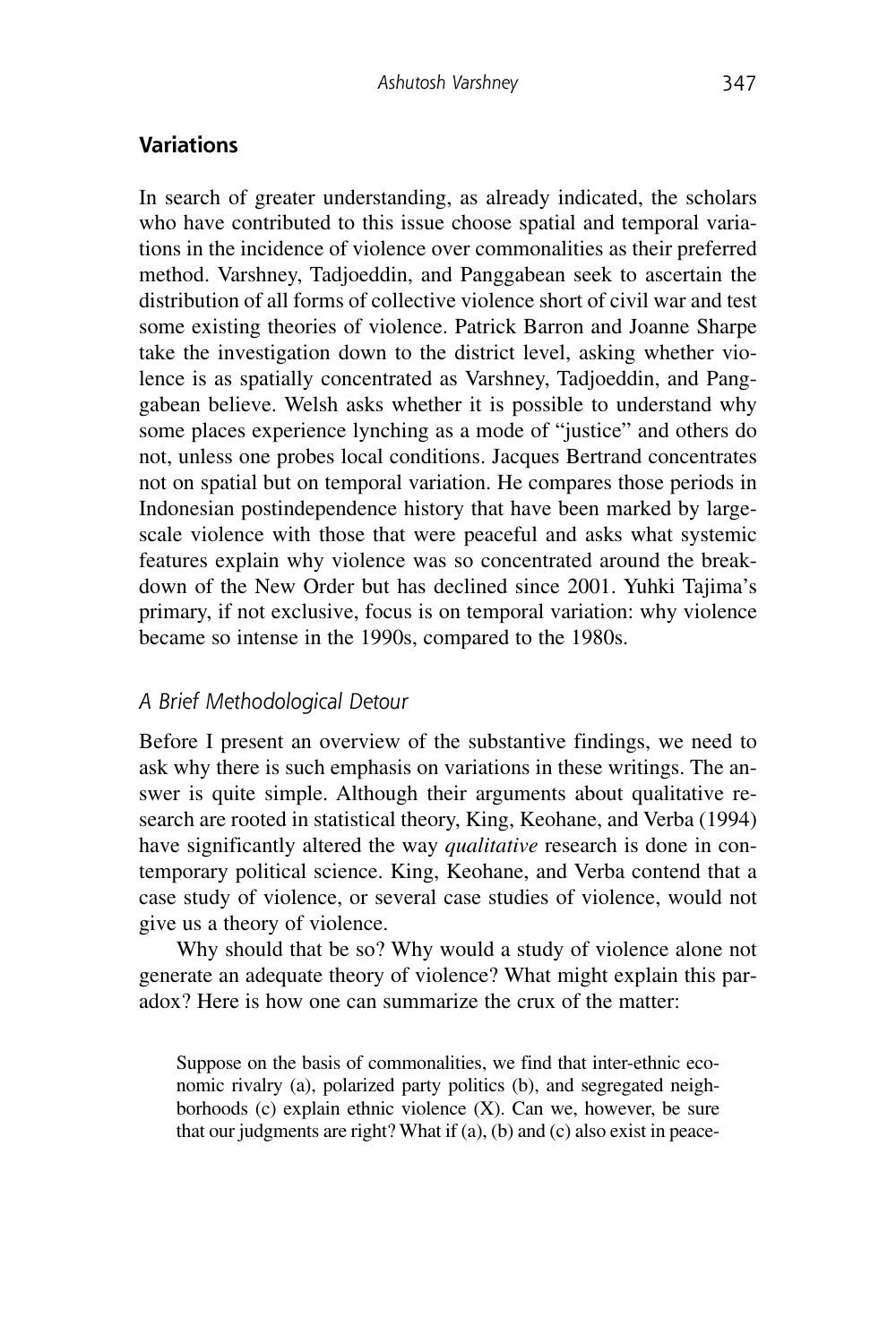## Variations

In search of greater understanding, as already indicated, the scholars who have contributed to this issue choose spatial and temporal variations in the incidence of violence over commonalities as their preferred method. Varshney, Tadjoeddin, and Panggabean seek to ascertain the distribution of all forms of collective violence short of civil war and test some existing theories of violence. Patrick Barron and Joanne Sharpe take the investigation down to the district level, asking whether violence is as spatially concentrated as Varshney, Tadjoeddin, and Panggabean believe. Welsh asks whether it is possible to understand why some places experience lynching as a mode of "justice" and others do not, unless one probes local conditions. Jacques Bertrand concentrates not on spatial but on temporal variation. He compares those periods in Indonesian postindependence history that have been marked by large-scale violence with those that were peaceful and asks what systemic features explain why violence was so concentrated around the breakdown of the New Order but has declined since 2001. Yuhki Tajima's primary, if not exclusive, focus is on temporal variation: why violence became so intense in the 1990s, compared to the 1980s.

### *A Brief Methodological Detour*

Before I present an overview of the substantive findings, we need to ask why there is such emphasis on variations in these writings. The answer is quite simple. Although their arguments about qualitative research are rooted in statistical theory, King, Keohane, and Verba (1994) have significantly altered the way *qualitative* research is done in contemporary political science. King, Keohane, and Verba contend that a case study of violence, or several case studies of violence, would not give us a theory of violence.

Why should that be so? Why would a study of violence alone not generate an adequate theory of violence? What might explain this paradox? Here is how one can summarize the crux of the matter:

> Suppose on the basis of commonalities, we find that inter-ethnic economic rivalry (a), polarized party politics (b), and segregated neighborhoods (c) explain ethnic violence (X). Can we, however, be sure that our judgments are right? What if (a), (b) and (c) also exist in peace-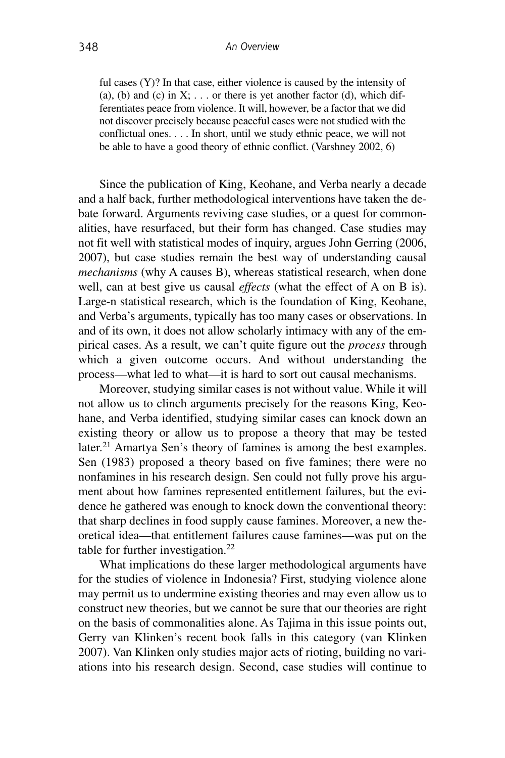ful cases (Y)? In that case, either violence is caused by the intensity of (a), (b) and (c) in X; . . . or there is yet another factor (d), which differentiates peace from violence. It will, however, be a factor that we did not discover precisely because peaceful cases were not studied with the conflictual ones. . . . In short, until we study ethnic peace, we will not be able to have a good theory of ethnic conflict. (Varshney 2002, 6)

Since the publication of King, Keohane, and Verba nearly a decade and a half back, further methodological interventions have taken the debate forward. Arguments reviving case studies, or a quest for commonalities, have resurfaced, but their form has changed. Case studies may not fit well with statistical modes of inquiry, argues John Gerring (2006, 2007), but case studies remain the best way of understanding causal *mechanisms* (why A causes B), whereas statistical research, when done well, can at best give us causal *effects* (what the effect of A on B is). Large-n statistical research, which is the foundation of King, Keohane, and Verba's arguments, typically has too many cases or observations. In and of its own, it does not allow scholarly intimacy with any of the empirical cases. As a result, we can't quite figure out the *process* through which a given outcome occurs. And without understanding the process—what led to what—it is hard to sort out causal mechanisms.

Moreover, studying similar cases is not without value. While it will not allow us to clinch arguments precisely for the reasons King, Keohane, and Verba identified, studying similar cases can knock down an existing theory or allow us to propose a theory that may be tested later.[21] Amartya Sen's theory of famines is among the best examples. Sen (1983) proposed a theory based on five famines; there were no nonfamines in his research design. Sen could not fully prove his argument about how famines represented entitlement failures, but the evidence he gathered was enough to knock down the conventional theory: that sharp declines in food supply cause famines. Moreover, a new theoretical idea—that entitlement failures cause famines—was put on the table for further investigation.[22]

What implications do these larger methodological arguments have for the studies of violence in Indonesia? First, studying violence alone may permit us to undermine existing theories and may even allow us to construct new theories, but we cannot be sure that our theories are right on the basis of commonalities alone. As Tajima in this issue points out, Gerry van Klinken's recent book falls in this category (van Klinken 2007). Van Klinken only studies major acts of rioting, building no variations into his research design. Second, case studies will continue to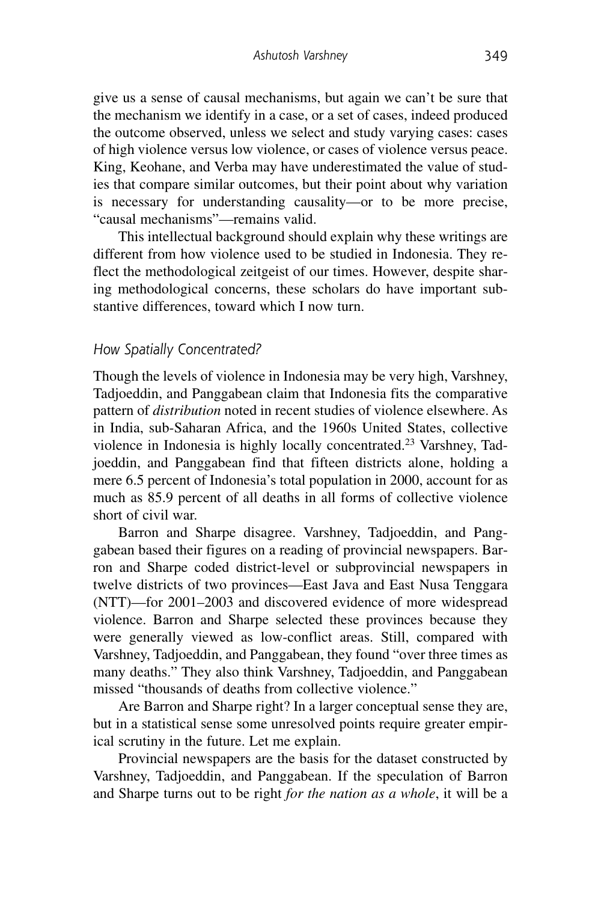give us a sense of causal mechanisms, but again we can't be sure that the mechanism we identify in a case, or a set of cases, indeed produced the outcome observed, unless we select and study varying cases: cases of high violence versus low violence, or cases of violence versus peace. King, Keohane, and Verba may have underestimated the value of studies that compare similar outcomes, but their point about why variation is necessary for understanding causality—or to be more precise, "causal mechanisms"—remains valid.

This intellectual background should explain why these writings are different from how violence used to be studied in Indonesia. They reflect the methodological zeitgeist of our times. However, despite sharing methodological concerns, these scholars do have important substantive differences, toward which I now turn.

### *How Spatially Concentrated?*

Though the levels of violence in Indonesia may be very high, Varshney, Tadjoeddin, and Panggabean claim that Indonesia fits the comparative pattern of *distribution* noted in recent studies of violence elsewhere. As in India, sub-Saharan Africa, and the 1960s United States, collective violence in Indonesia is highly locally concentrated.[23] Varshney, Tadjoeddin, and Panggabean find that fifteen districts alone, holding a mere 6.5 percent of Indonesia's total population in 2000, account for as much as 85.9 percent of all deaths in all forms of collective violence short of civil war.

Barron and Sharpe disagree. Varshney, Tadjoeddin, and Panggabean based their figures on a reading of provincial newspapers. Barron and Sharpe coded district-level or subprovincial newspapers in twelve districts of two provinces—East Java and East Nusa Tenggara (NTT)—for 2001–2003 and discovered evidence of more widespread violence. Barron and Sharpe selected these provinces because they were generally viewed as low-conflict areas. Still, compared with Varshney, Tadjoeddin, and Panggabean, they found "over three times as many deaths." They also think Varshney, Tadjoeddin, and Panggabean missed "thousands of deaths from collective violence."

Are Barron and Sharpe right? In a larger conceptual sense they are, but in a statistical sense some unresolved points require greater empirical scrutiny in the future. Let me explain.

Provincial newspapers are the basis for the dataset constructed by Varshney, Tadjoeddin, and Panggabean. If the speculation of Barron and Sharpe turns out to be right *for the nation as a whole*, it will be a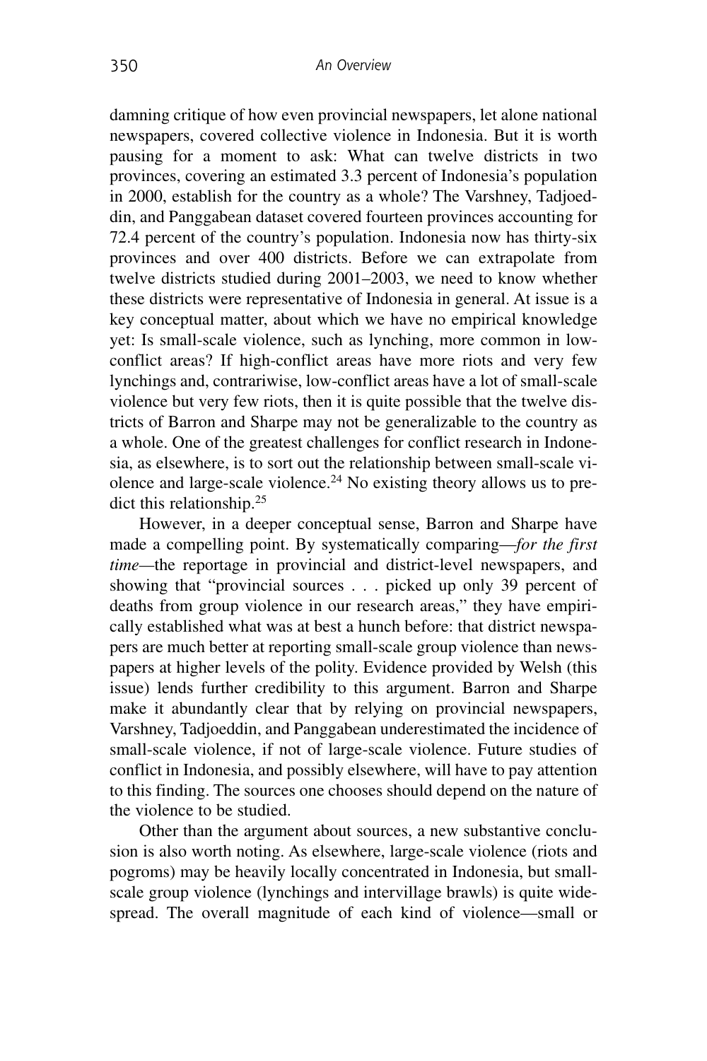damning critique of how even provincial newspapers, let alone national newspapers, covered collective violence in Indonesia. But it is worth pausing for a moment to ask: What can twelve districts in two provinces, covering an estimated 3.3 percent of Indonesia's population in 2000, establish for the country as a whole? The Varshney, Tadjoeddin, and Panggabean dataset covered fourteen provinces accounting for 72.4 percent of the country's population. Indonesia now has thirty-six provinces and over 400 districts. Before we can extrapolate from twelve districts studied during 2001–2003, we need to know whether these districts were representative of Indonesia in general. At issue is a key conceptual matter, about which we have no empirical knowledge yet: Is small-scale violence, such as lynching, more common in low-conflict areas? If high-conflict areas have more riots and very few lynchings and, contrariwise, low-conflict areas have a lot of small-scale violence but very few riots, then it is quite possible that the twelve districts of Barron and Sharpe may not be generalizable to the country as a whole. One of the greatest challenges for conflict research in Indonesia, as elsewhere, is to sort out the relationship between small-scale violence and large-scale violence.[24] No existing theory allows us to predict this relationship.[25]

However, in a deeper conceptual sense, Barron and Sharpe have made a compelling point. By systematically comparing—*for the first time*—the reportage in provincial and district-level newspapers, and showing that "provincial sources . . . picked up only 39 percent of deaths from group violence in our research areas," they have empirically established what was at best a hunch before: that district newspapers are much better at reporting small-scale group violence than newspapers at higher levels of the polity. Evidence provided by Welsh (this issue) lends further credibility to this argument. Barron and Sharpe make it abundantly clear that by relying on provincial newspapers, Varshney, Tadjoeddin, and Panggabean underestimated the incidence of small-scale violence, if not of large-scale violence. Future studies of conflict in Indonesia, and possibly elsewhere, will have to pay attention to this finding. The sources one chooses should depend on the nature of the violence to be studied.

Other than the argument about sources, a new substantive conclusion is also worth noting. As elsewhere, large-scale violence (riots and pogroms) may be heavily locally concentrated in Indonesia, but small-scale group violence (lynchings and intervillage brawls) is quite widespread. The overall magnitude of each kind of violence—small or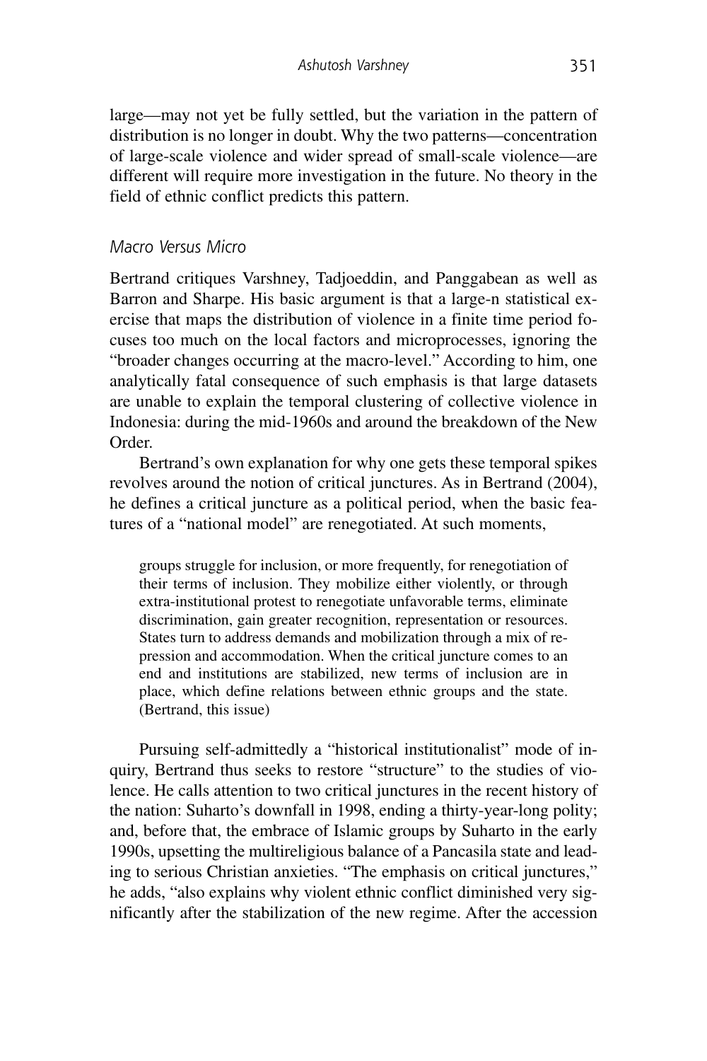large—may not yet be fully settled, but the variation in the pattern of distribution is no longer in doubt. Why the two patterns—concentration of large-scale violence and wider spread of small-scale violence—are different will require more investigation in the future. No theory in the field of ethnic conflict predicts this pattern.

### *Macro Versus Micro*

Bertrand critiques Varshney, Tadjoeddin, and Panggabean as well as Barron and Sharpe. His basic argument is that a large-n statistical exercise that maps the distribution of violence in a finite time period focuses too much on the local factors and microprocesses, ignoring the "broader changes occurring at the macro-level." According to him, one analytically fatal consequence of such emphasis is that large datasets are unable to explain the temporal clustering of collective violence in Indonesia: during the mid-1960s and around the breakdown of the New Order.

Bertrand's own explanation for why one gets these temporal spikes revolves around the notion of critical junctures. As in Bertrand (2004), he defines a critical juncture as a political period, when the basic features of a "national model" are renegotiated. At such moments,

> groups struggle for inclusion, or more frequently, for renegotiation of their terms of inclusion. They mobilize either violently, or through extra-institutional protest to renegotiate unfavorable terms, eliminate discrimination, gain greater recognition, representation or resources. States turn to address demands and mobilization through a mix of repression and accommodation. When the critical juncture comes to an end and institutions are stabilized, new terms of inclusion are in place, which define relations between ethnic groups and the state. (Bertrand, this issue)

Pursuing self-admittedly a "historical institutionalist" mode of inquiry, Bertrand thus seeks to restore "structure" to the studies of violence. He calls attention to two critical junctures in the recent history of the nation: Suharto's downfall in 1998, ending a thirty-year-long polity; and, before that, the embrace of Islamic groups by Suharto in the early 1990s, upsetting the multireligious balance of a Pancasila state and leading to serious Christian anxieties. "The emphasis on critical junctures," he adds, "also explains why violent ethnic conflict diminished very significantly after the stabilization of the new regime. After the accession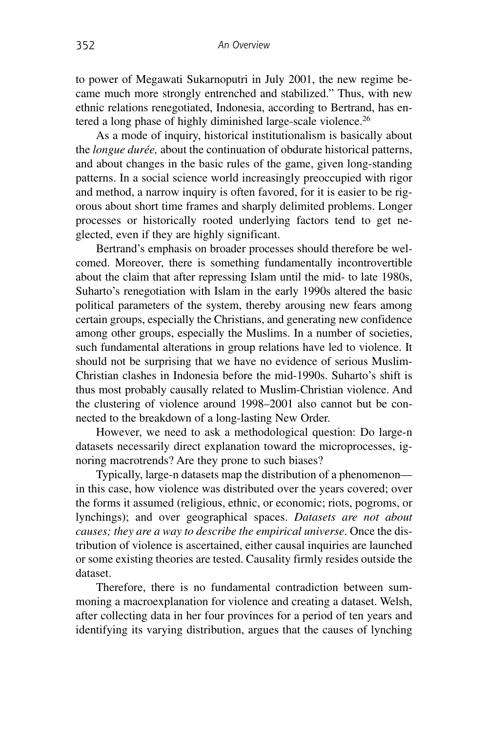to power of Megawati Sukarnoputri in July 2001, the new regime became much more strongly entrenched and stabilized." Thus, with new ethnic relations renegotiated, Indonesia, according to Bertrand, has entered a long phase of highly diminished large-scale violence.[26]

As a mode of inquiry, historical institutionalism is basically about the *longue durée,* about the continuation of obdurate historical patterns, and about changes in the basic rules of the game, given long-standing patterns. In a social science world increasingly preoccupied with rigor and method, a narrow inquiry is often favored, for it is easier to be rigorous about short time frames and sharply delimited problems. Longer processes or historically rooted underlying factors tend to get neglected, even if they are highly significant.

Bertrand's emphasis on broader processes should therefore be welcomed. Moreover, there is something fundamentally incontrovertible about the claim that after repressing Islam until the mid- to late 1980s, Suharto's renegotiation with Islam in the early 1990s altered the basic political parameters of the system, thereby arousing new fears among certain groups, especially the Christians, and generating new confidence among other groups, especially the Muslims. In a number of societies, such fundamental alterations in group relations have led to violence. It should not be surprising that we have no evidence of serious Muslim-Christian clashes in Indonesia before the mid-1990s. Suharto's shift is thus most probably causally related to Muslim-Christian violence. And the clustering of violence around 1998–2001 also cannot but be connected to the breakdown of a long-lasting New Order.

However, we need to ask a methodological question: Do large-n datasets necessarily direct explanation toward the microprocesses, ignoring macrotrends? Are they prone to such biases?

Typically, large-n datasets map the distribution of a phenomenon—in this case, how violence was distributed over the years covered; over the forms it assumed (religious, ethnic, or economic; riots, pogroms, or lynchings); and over geographical spaces. *Datasets are not about causes; they are a way to describe the empirical universe*. Once the distribution of violence is ascertained, either causal inquiries are launched or some existing theories are tested. Causality firmly resides outside the dataset.

Therefore, there is no fundamental contradiction between summoning a macroexplanation for violence and creating a dataset. Welsh, after collecting data in her four provinces for a period of ten years and identifying its varying distribution, argues that the causes of lynching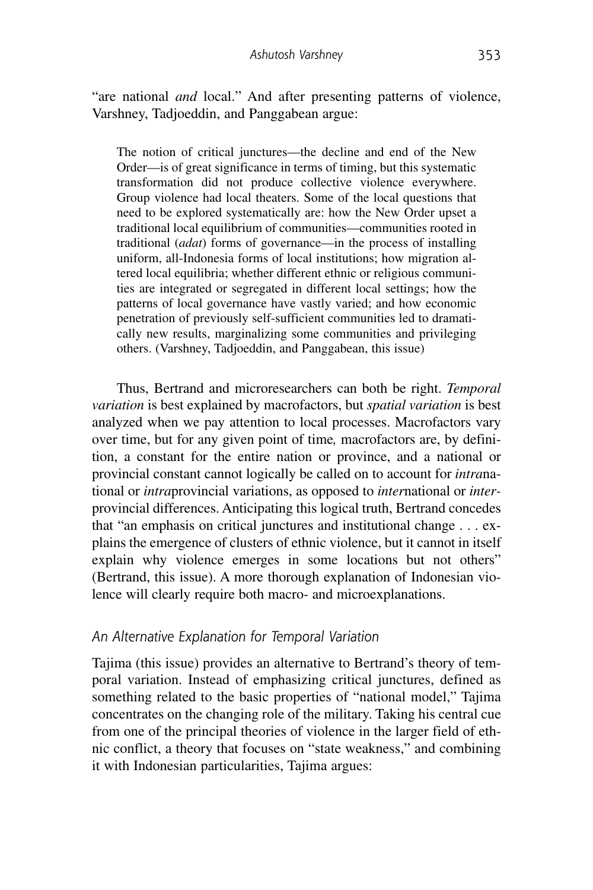"are national *and* local." And after presenting patterns of violence, Varshney, Tadjoeddin, and Panggabean argue:

> The notion of critical junctures—the decline and end of the New Order—is of great significance in terms of timing, but this systematic transformation did not produce collective violence everywhere. Group violence had local theaters. Some of the local questions that need to be explored systematically are: how the New Order upset a traditional local equilibrium of communities—communities rooted in traditional (*adat*) forms of governance—in the process of installing uniform, all-Indonesia forms of local institutions; how migration altered local equilibria; whether different ethnic or religious communities are integrated or segregated in different local settings; how the patterns of local governance have vastly varied; and how economic penetration of previously self-sufficient communities led to dramatically new results, marginalizing some communities and privileging others. (Varshney, Tadjoeddin, and Panggabean, this issue)

Thus, Bertrand and microresearchers can both be right. *Temporal variation* is best explained by macrofactors, but *spatial variation* is best analyzed when we pay attention to local processes. Macrofactors vary over time, but for any given point of time*,* macrofactors are, by definition, a constant for the entire nation or province, and a national or provincial constant cannot logically be called on to account for *intra*national or *intra*provincial variations, as opposed to *inter*national or *inter*provincial differences. Anticipating this logical truth, Bertrand concedes that "an emphasis on critical junctures and institutional change . . . explains the emergence of clusters of ethnic violence, but it cannot in itself explain why violence emerges in some locations but not others" (Bertrand, this issue). A more thorough explanation of Indonesian violence will clearly require both macro- and microexplanations.

### *An Alternative Explanation for Temporal Variation*

Tajima (this issue) provides an alternative to Bertrand's theory of temporal variation. Instead of emphasizing critical junctures, defined as something related to the basic properties of "national model," Tajima concentrates on the changing role of the military. Taking his central cue from one of the principal theories of violence in the larger field of ethnic conflict, a theory that focuses on "state weakness," and combining it with Indonesian particularities, Tajima argues: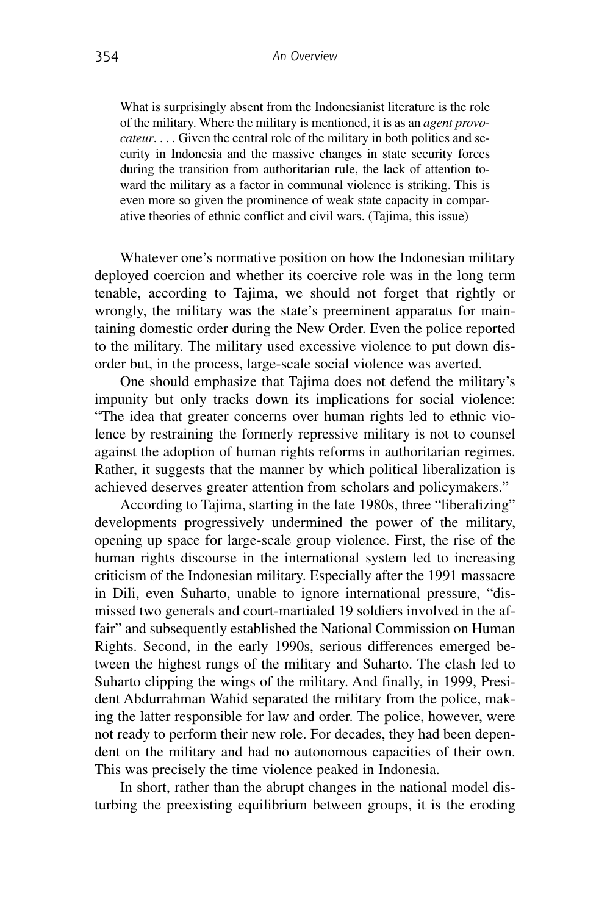> What is surprisingly absent from the Indonesianist literature is the role of the military. Where the military is mentioned, it is as an *agent provocateur*. . . . Given the central role of the military in both politics and security in Indonesia and the massive changes in state security forces during the transition from authoritarian rule, the lack of attention toward the military as a factor in communal violence is striking. This is even more so given the prominence of weak state capacity in comparative theories of ethnic conflict and civil wars. (Tajima, this issue)

Whatever one's normative position on how the Indonesian military deployed coercion and whether its coercive role was in the long term tenable, according to Tajima, we should not forget that rightly or wrongly, the military was the state's preeminent apparatus for maintaining domestic order during the New Order. Even the police reported to the military. The military used excessive violence to put down disorder but, in the process, large-scale social violence was averted.

One should emphasize that Tajima does not defend the military's impunity but only tracks down its implications for social violence: "The idea that greater concerns over human rights led to ethnic violence by restraining the formerly repressive military is not to counsel against the adoption of human rights reforms in authoritarian regimes. Rather, it suggests that the manner by which political liberalization is achieved deserves greater attention from scholars and policymakers."

According to Tajima, starting in the late 1980s, three "liberalizing" developments progressively undermined the power of the military, opening up space for large-scale group violence. First, the rise of the human rights discourse in the international system led to increasing criticism of the Indonesian military. Especially after the 1991 massacre in Dili, even Suharto, unable to ignore international pressure, "dismissed two generals and court-martialed 19 soldiers involved in the affair" and subsequently established the National Commission on Human Rights. Second, in the early 1990s, serious differences emerged between the highest rungs of the military and Suharto. The clash led to Suharto clipping the wings of the military. And finally, in 1999, President Abdurrahman Wahid separated the military from the police, making the latter responsible for law and order. The police, however, were not ready to perform their new role. For decades, they had been dependent on the military and had no autonomous capacities of their own. This was precisely the time violence peaked in Indonesia.

In short, rather than the abrupt changes in the national model disturbing the preexisting equilibrium between groups, it is the eroding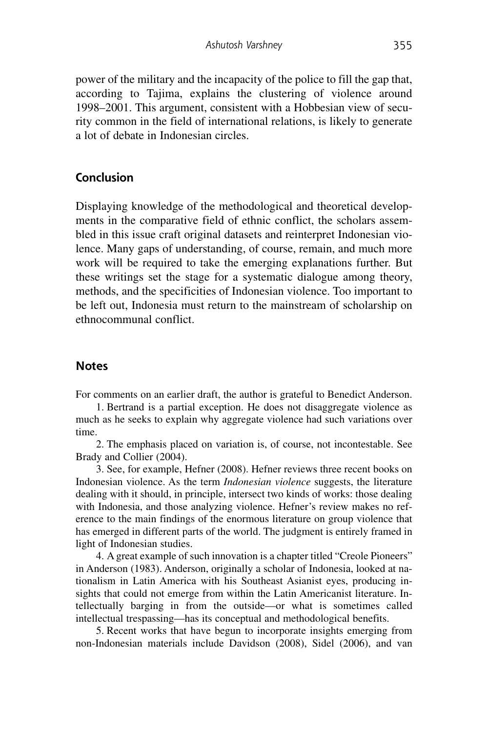power of the military and the incapacity of the police to fill the gap that, according to Tajima, explains the clustering of violence around 1998–2001. This argument, consistent with a Hobbesian view of security common in the field of international relations, is likely to generate a lot of debate in Indonesian circles.

## Conclusion

Displaying knowledge of the methodological and theoretical developments in the comparative field of ethnic conflict, the scholars assembled in this issue craft original datasets and reinterpret Indonesian violence. Many gaps of understanding, of course, remain, and much more work will be required to take the emerging explanations further. But these writings set the stage for a systematic dialogue among theory, methods, and the specificities of Indonesian violence. Too important to be left out, Indonesia must return to the mainstream of scholarship on ethnocommunal conflict.

## Notes

For comments on an earlier draft, the author is grateful to Benedict Anderson.

1. Bertrand is a partial exception. He does not disaggregate violence as much as he seeks to explain why aggregate violence had such variations over time.

2. The emphasis placed on variation is, of course, not incontestable. See Brady and Collier (2004).

3. See, for example, Hefner (2008). Hefner reviews three recent books on Indonesian violence. As the term *Indonesian violence* suggests, the literature dealing with it should, in principle, intersect two kinds of works: those dealing with Indonesia, and those analyzing violence. Hefner's review makes no reference to the main findings of the enormous literature on group violence that has emerged in different parts of the world. The judgment is entirely framed in light of Indonesian studies.

4. A great example of such innovation is a chapter titled "Creole Pioneers" in Anderson (1983). Anderson, originally a scholar of Indonesia, looked at nationalism in Latin America with his Southeast Asianist eyes, producing insights that could not emerge from within the Latin Americanist literature. Intellectually barging in from the outside—or what is sometimes called intellectual trespassing—has its conceptual and methodological benefits.

5. Recent works that have begun to incorporate insights emerging from non-Indonesian materials include Davidson (2008), Sidel (2006), and van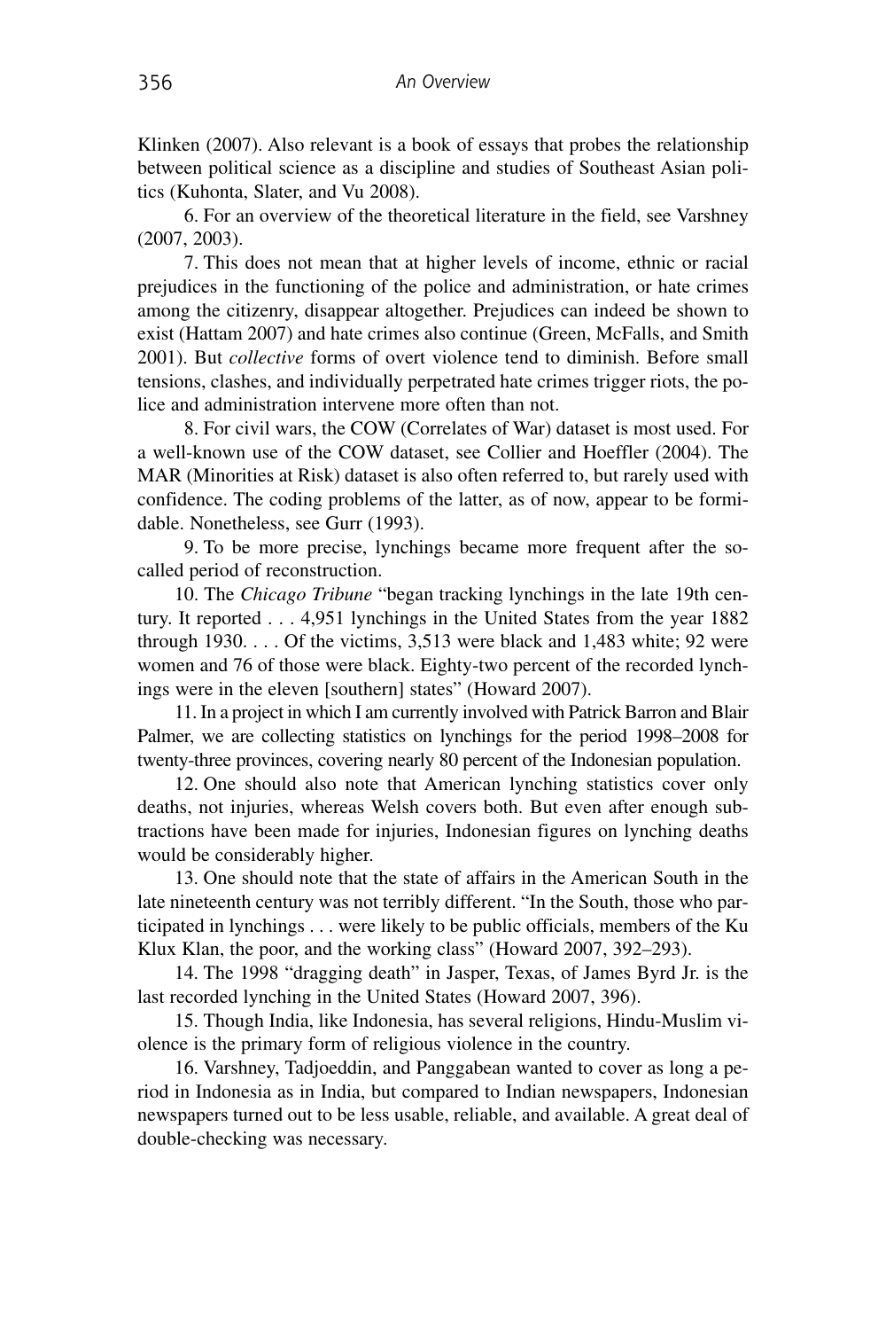Klinken (2007). Also relevant is a book of essays that probes the relationship between political science as a discipline and studies of Southeast Asian politics (Kuhonta, Slater, and Vu 2008).

6. For an overview of the theoretical literature in the field, see Varshney (2007, 2003).

7. This does not mean that at higher levels of income, ethnic or racial prejudices in the functioning of the police and administration, or hate crimes among the citizenry, disappear altogether. Prejudices can indeed be shown to exist (Hattam 2007) and hate crimes also continue (Green, McFalls, and Smith 2001). But *collective* forms of overt violence tend to diminish. Before small tensions, clashes, and individually perpetrated hate crimes trigger riots, the police and administration intervene more often than not.

8. For civil wars, the COW (Correlates of War) dataset is most used. For a well-known use of the COW dataset, see Collier and Hoeffler (2004). The MAR (Minorities at Risk) dataset is also often referred to, but rarely used with confidence. The coding problems of the latter, as of now, appear to be formidable. Nonetheless, see Gurr (1993).

9. To be more precise, lynchings became more frequent after the so-called period of reconstruction.

10. The *Chicago Tribune* "began tracking lynchings in the late 19th century. It reported . . . 4,951 lynchings in the United States from the year 1882 through 1930. . . . Of the victims, 3,513 were black and 1,483 white; 92 were women and 76 of those were black. Eighty-two percent of the recorded lynchings were in the eleven [southern] states" (Howard 2007).

11. In a project in which I am currently involved with Patrick Barron and Blair Palmer, we are collecting statistics on lynchings for the period 1998–2008 for twenty-three provinces, covering nearly 80 percent of the Indonesian population.

12. One should also note that American lynching statistics cover only deaths, not injuries, whereas Welsh covers both. But even after enough subtractions have been made for injuries, Indonesian figures on lynching deaths would be considerably higher.

13. One should note that the state of affairs in the American South in the late nineteenth century was not terribly different. "In the South, those who participated in lynchings . . . were likely to be public officials, members of the Ku Klux Klan, the poor, and the working class" (Howard 2007, 392–293).

14. The 1998 "dragging death" in Jasper, Texas, of James Byrd Jr. is the last recorded lynching in the United States (Howard 2007, 396).

15. Though India, like Indonesia, has several religions, Hindu-Muslim violence is the primary form of religious violence in the country.

16. Varshney, Tadjoeddin, and Panggabean wanted to cover as long a period in Indonesia as in India, but compared to Indian newspapers, Indonesian newspapers turned out to be less usable, reliable, and available. A great deal of double-checking was necessary.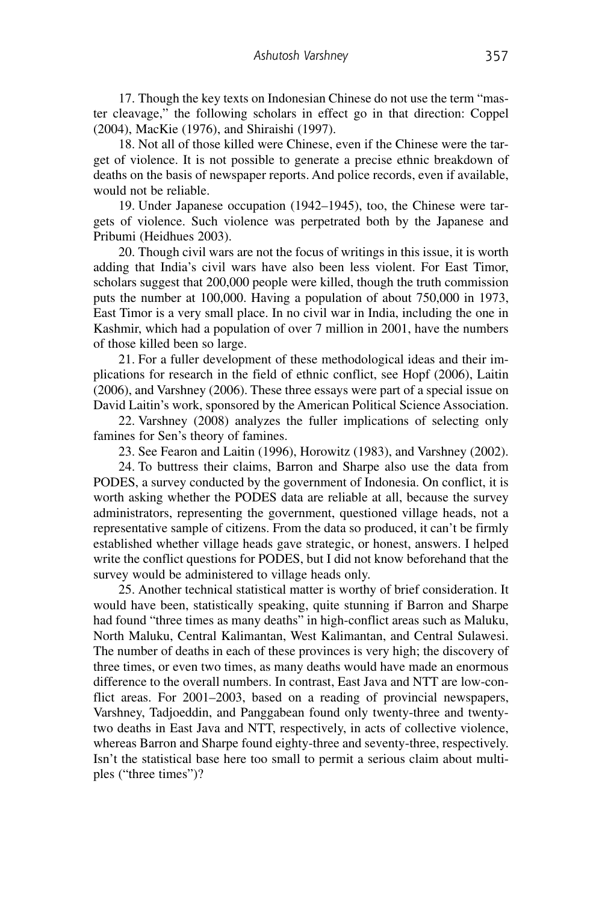17. Though the key texts on Indonesian Chinese do not use the term "master cleavage," the following scholars in effect go in that direction: Coppel (2004), MacKie (1976), and Shiraishi (1997).

18. Not all of those killed were Chinese, even if the Chinese were the target of violence. It is not possible to generate a precise ethnic breakdown of deaths on the basis of newspaper reports. And police records, even if available, would not be reliable.

19. Under Japanese occupation (1942–1945), too, the Chinese were targets of violence. Such violence was perpetrated both by the Japanese and Pribumi (Heidhues 2003).

20. Though civil wars are not the focus of writings in this issue, it is worth adding that India's civil wars have also been less violent. For East Timor, scholars suggest that 200,000 people were killed, though the truth commission puts the number at 100,000. Having a population of about 750,000 in 1973, East Timor is a very small place. In no civil war in India, including the one in Kashmir, which had a population of over 7 million in 2001, have the numbers of those killed been so large.

21. For a fuller development of these methodological ideas and their implications for research in the field of ethnic conflict, see Hopf (2006), Laitin (2006), and Varshney (2006). These three essays were part of a special issue on David Laitin's work, sponsored by the American Political Science Association.

22. Varshney (2008) analyzes the fuller implications of selecting only famines for Sen's theory of famines.

23. See Fearon and Laitin (1996), Horowitz (1983), and Varshney (2002).

24. To buttress their claims, Barron and Sharpe also use the data from PODES, a survey conducted by the government of Indonesia. On conflict, it is worth asking whether the PODES data are reliable at all, because the survey administrators, representing the government, questioned village heads, not a representative sample of citizens. From the data so produced, it can't be firmly established whether village heads gave strategic, or honest, answers. I helped write the conflict questions for PODES, but I did not know beforehand that the survey would be administered to village heads only.

25. Another technical statistical matter is worthy of brief consideration. It would have been, statistically speaking, quite stunning if Barron and Sharpe had found "three times as many deaths" in high-conflict areas such as Maluku, North Maluku, Central Kalimantan, West Kalimantan, and Central Sulawesi. The number of deaths in each of these provinces is very high; the discovery of three times, or even two times, as many deaths would have made an enormous difference to the overall numbers. In contrast, East Java and NTT are low-conflict areas. For 2001–2003, based on a reading of provincial newspapers, Varshney, Tadjoeddin, and Panggabean found only twenty-three and twenty-two deaths in East Java and NTT, respectively, in acts of collective violence, whereas Barron and Sharpe found eighty-three and seventy-three, respectively. Isn't the statistical base here too small to permit a serious claim about multiples ("three times")?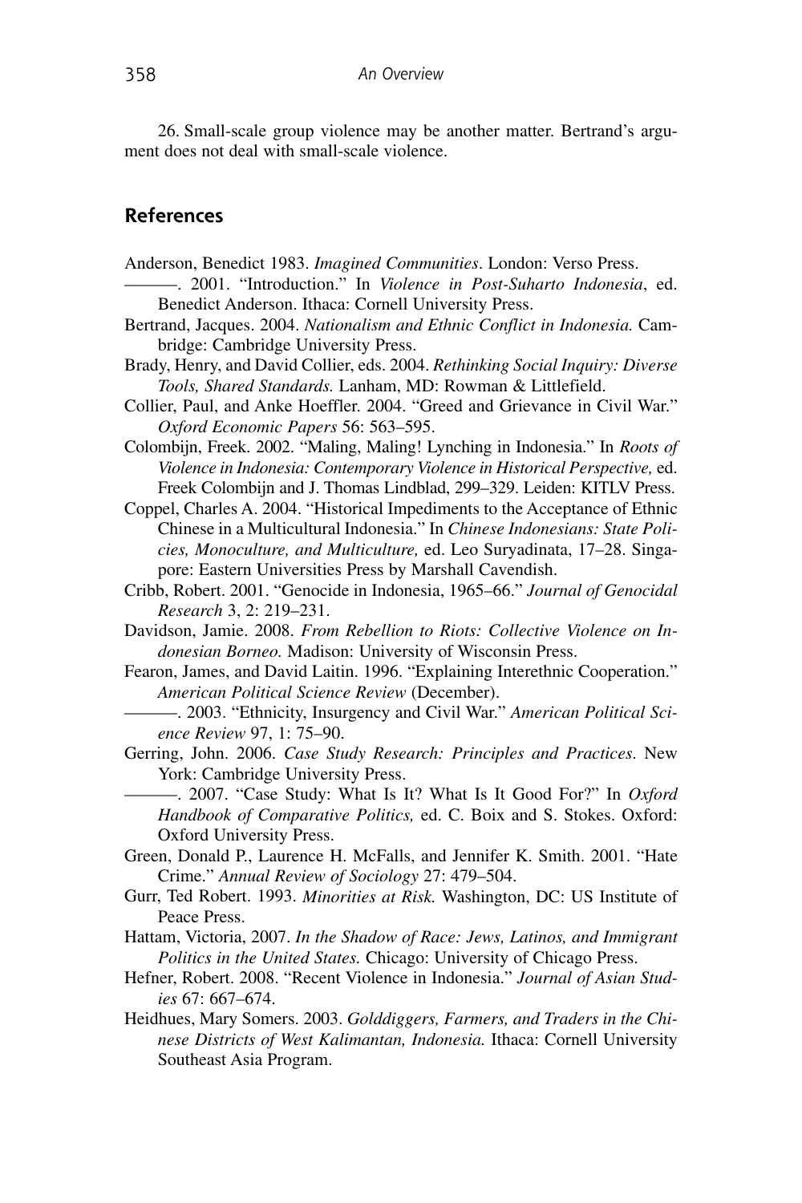26. Small-scale group violence may be another matter. Bertrand's argument does not deal with small-scale violence.

## References

Anderson, Benedict 1983. *Imagined Communities*. London: Verso Press.

———. 2001. "Introduction." In *Violence in Post-Suharto Indonesia*, ed. Benedict Anderson. Ithaca: Cornell University Press.

Bertrand, Jacques. 2004. *Nationalism and Ethnic Conflict in Indonesia.* Cambridge: Cambridge University Press.

Brady, Henry, and David Collier, eds. 2004. *Rethinking Social Inquiry: Diverse Tools, Shared Standards.* Lanham, MD: Rowman & Littlefield.

Collier, Paul, and Anke Hoeffler. 2004. "Greed and Grievance in Civil War." *Oxford Economic Papers* 56: 563–595.

Colombijn, Freek. 2002. "Maling, Maling! Lynching in Indonesia." In *Roots of Violence in Indonesia: Contemporary Violence in Historical Perspective,* ed. Freek Colombijn and J. Thomas Lindblad, 299–329. Leiden: KITLV Press.

Coppel, Charles A. 2004. "Historical Impediments to the Acceptance of Ethnic Chinese in a Multicultural Indonesia." In *Chinese Indonesians: State Policies, Monoculture, and Multiculture,* ed. Leo Suryadinata, 17–28. Singapore: Eastern Universities Press by Marshall Cavendish.

Cribb, Robert. 2001. "Genocide in Indonesia, 1965–66." *Journal of Genocidal Research* 3, 2: 219–231.

Davidson, Jamie. 2008. *From Rebellion to Riots: Collective Violence on Indonesian Borneo.* Madison: University of Wisconsin Press.

Fearon, James, and David Laitin. 1996. "Explaining Interethnic Cooperation." *American Political Science Review* (December).

———. 2003. "Ethnicity, Insurgency and Civil War." *American Political Science Review* 97, 1: 75–90.

Gerring, John. 2006. *Case Study Research: Principles and Practices.* New York: Cambridge University Press.

———. 2007. "Case Study: What Is It? What Is It Good For?" In *Oxford Handbook of Comparative Politics,* ed. C. Boix and S. Stokes. Oxford: Oxford University Press.

Green, Donald P., Laurence H. McFalls, and Jennifer K. Smith. 2001. "Hate Crime." *Annual Review of Sociology* 27: 479–504.

Gurr, Ted Robert. 1993. *Minorities at Risk.* Washington, DC: US Institute of Peace Press.

Hattam, Victoria, 2007. *In the Shadow of Race: Jews, Latinos, and Immigrant Politics in the United States.* Chicago: University of Chicago Press.

Hefner, Robert. 2008. "Recent Violence in Indonesia." *Journal of Asian Studies* 67: 667–674.

Heidhues, Mary Somers. 2003. *Golddiggers, Farmers, and Traders in the Chinese Districts of West Kalimantan, Indonesia.* Ithaca: Cornell University Southeast Asia Program.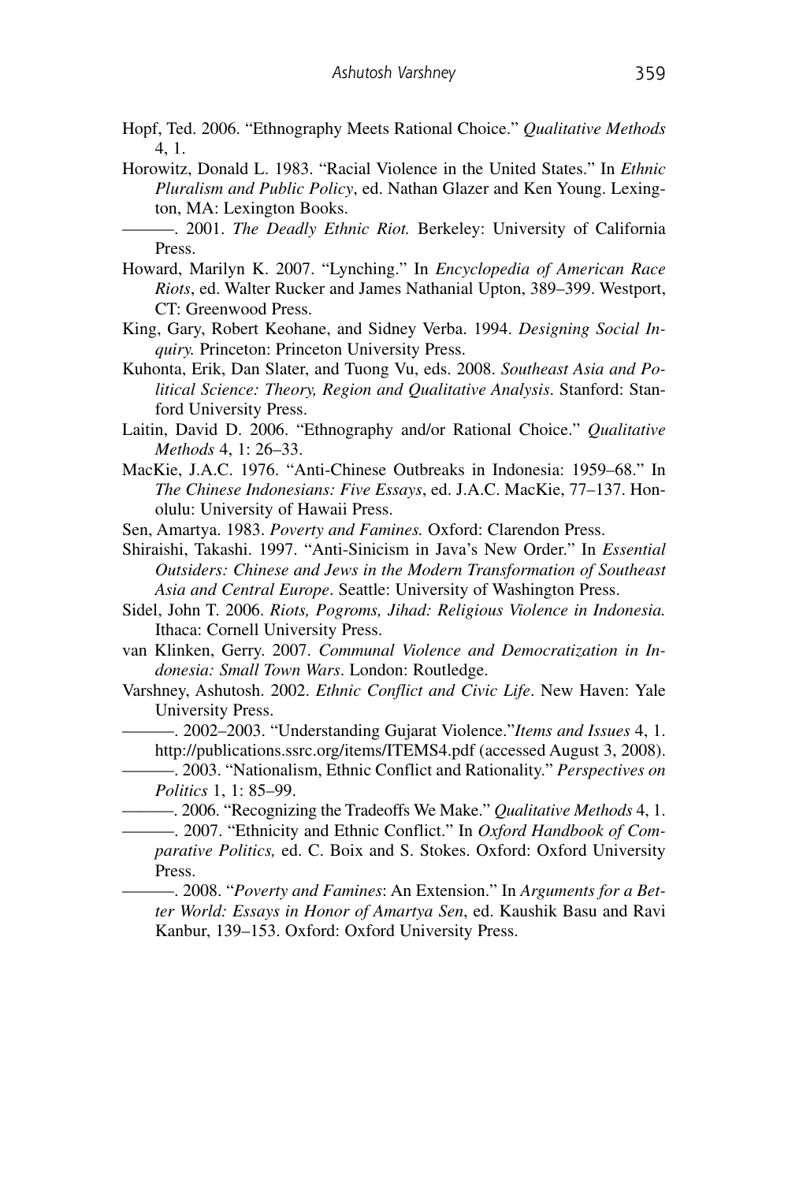Hopf, Ted. 2006. "Ethnography Meets Rational Choice." *Qualitative Methods* 4, 1.

Horowitz, Donald L. 1983. "Racial Violence in the United States." In *Ethnic Pluralism and Public Policy*, ed. Nathan Glazer and Ken Young. Lexington, MA: Lexington Books.

———. 2001. *The Deadly Ethnic Riot.* Berkeley: University of California Press.

Howard, Marilyn K. 2007. "Lynching." In *Encyclopedia of American Race Riots*, ed. Walter Rucker and James Nathanial Upton, 389–399. Westport, CT: Greenwood Press.

King, Gary, Robert Keohane, and Sidney Verba. 1994. *Designing Social Inquiry.* Princeton: Princeton University Press.

Kuhonta, Erik, Dan Slater, and Tuong Vu, eds. 2008. *Southeast Asia and Political Science: Theory, Region and Qualitative Analysis*. Stanford: Stanford University Press.

Laitin, David D. 2006. "Ethnography and/or Rational Choice." *Qualitative Methods* 4, 1: 26–33.

MacKie, J.A.C. 1976. "Anti-Chinese Outbreaks in Indonesia: 1959–68." In *The Chinese Indonesians: Five Essays*, ed. J.A.C. MacKie, 77–137. Honolulu: University of Hawaii Press.

Sen, Amartya. 1983. *Poverty and Famines.* Oxford: Clarendon Press.

Shiraishi, Takashi. 1997. "Anti-Sinicism in Java's New Order." In *Essential Outsiders: Chinese and Jews in the Modern Transformation of Southeast Asia and Central Europe*. Seattle: University of Washington Press.

Sidel, John T. 2006. *Riots, Pogroms, Jihad: Religious Violence in Indonesia.* Ithaca: Cornell University Press.

van Klinken, Gerry. 2007. *Communal Violence and Democratization in Indonesia: Small Town Wars*. London: Routledge.

Varshney, Ashutosh. 2002. *Ethnic Conflict and Civic Life*. New Haven: Yale University Press.

———. 2002–2003. "Understanding Gujarat Violence."*Items and Issues* 4, 1. http://publications.ssrc.org/items/ITEMS4.pdf (accessed August 3, 2008).

———. 2003. "Nationalism, Ethnic Conflict and Rationality." *Perspectives on Politics* 1, 1: 85–99.

———. 2006. "Recognizing the Tradeoffs We Make." *Qualitative Methods* 4, 1.

———. 2007. "Ethnicity and Ethnic Conflict." In *Oxford Handbook of Comparative Politics,* ed. C. Boix and S. Stokes. Oxford: Oxford University Press.

———. 2008. "*Poverty and Famines*: An Extension." In *Arguments for a Better World: Essays in Honor of Amartya Sen*, ed. Kaushik Basu and Ravi Kanbur, 139–153. Oxford: Oxford University Press.